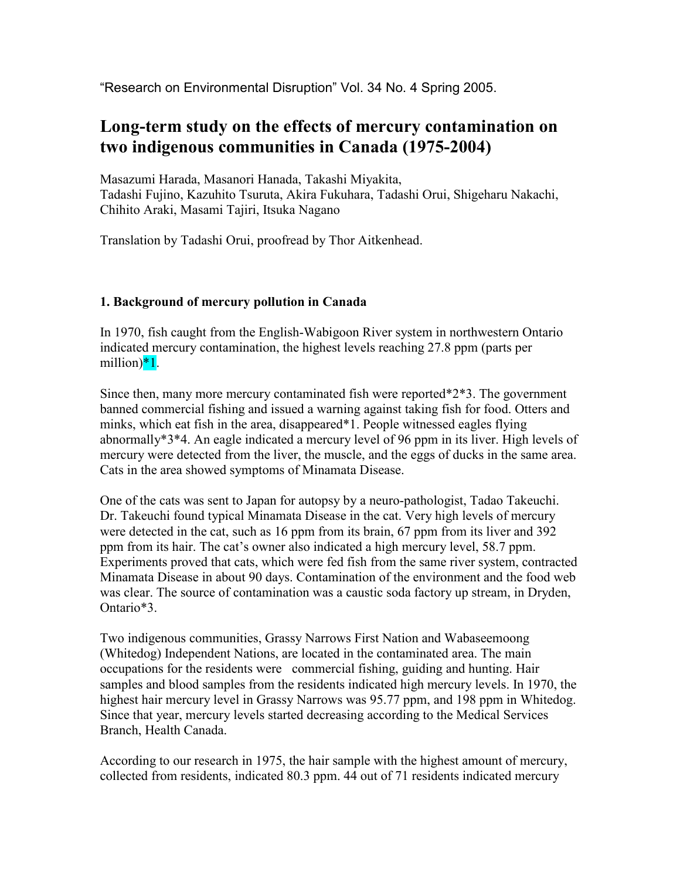"Research on Environmental Disruption" Vol. 34 No. 4 Spring 2005.

# Long-term study on the effects of mercury contamination on two indigenous communities in Canada (1975-2004)

Masazumi Harada, Masanori Hanada, Takashi Miyakita, Tadashi Fujino, Kazuhito Tsuruta, Akira Fukuhara, Tadashi Orui, Shigeharu Nakachi, Chihito Araki, Masami Tajiri, Itsuka Nagano

Translation by Tadashi Orui, proofread by Thor Aitkenhead.

## 1. Background of mercury pollution in Canada

In 1970, fish caught from the English-Wabigoon River system in northwestern Ontario indicated mercury contamination, the highest levels reaching 27.8 ppm (parts per million)*1.

Since then, many more mercury contaminated fish were reported*2*3. The government banned commercial fishing and issued a warning against taking fish for food. Otters and minks, which eat fish in the area, disappeared*1. People witnessed eagles flying abnormally*3*4. An eagle indicated a mercury level of 96 ppm in its liver. High levels of mercury were detected from the liver, the muscle, and the eggs of ducks in the same area. Cats in the area showed symptoms of Minamata Disease.

One of the cats was sent to Japan for autopsy by a neuro-pathologist, Tadao Takeuchi. Dr. Takeuchi found typical Minamata Disease in the cat. Very high levels of mercury were detected in the cat, such as 16 ppm from its brain, 67 ppm from its liver and 392 ppm from its hair. The cat's owner also indicated a high mercury level, 58.7 ppm. Experiments proved that cats, which were fed fish from the same river system, contracted Minamata Disease in about 90 days. Contamination of the environment and the food web was clear. The source of contamination was a caustic soda factory up stream, in Dryden, Ontario*3.

Two indigenous communities, Grassy Narrows First Nation and Wabaseemoong (Whitedog) Independent Nations, are located in the contaminated area. The main occupations for the residents were commercial fishing, guiding and hunting. Hair samples and blood samples from the residents indicated high mercury levels. In 1970, the highest hair mercury level in Grassy Narrows was 95.77 ppm, and 198 ppm in Whitedog. Since that year, mercury levels started decreasing according to the Medical Services Branch, Health Canada.

According to our research in 1975, the hair sample with the highest amount of mercury, collected from residents, indicated 80.3 ppm. 44 out of 71 residents indicated mercury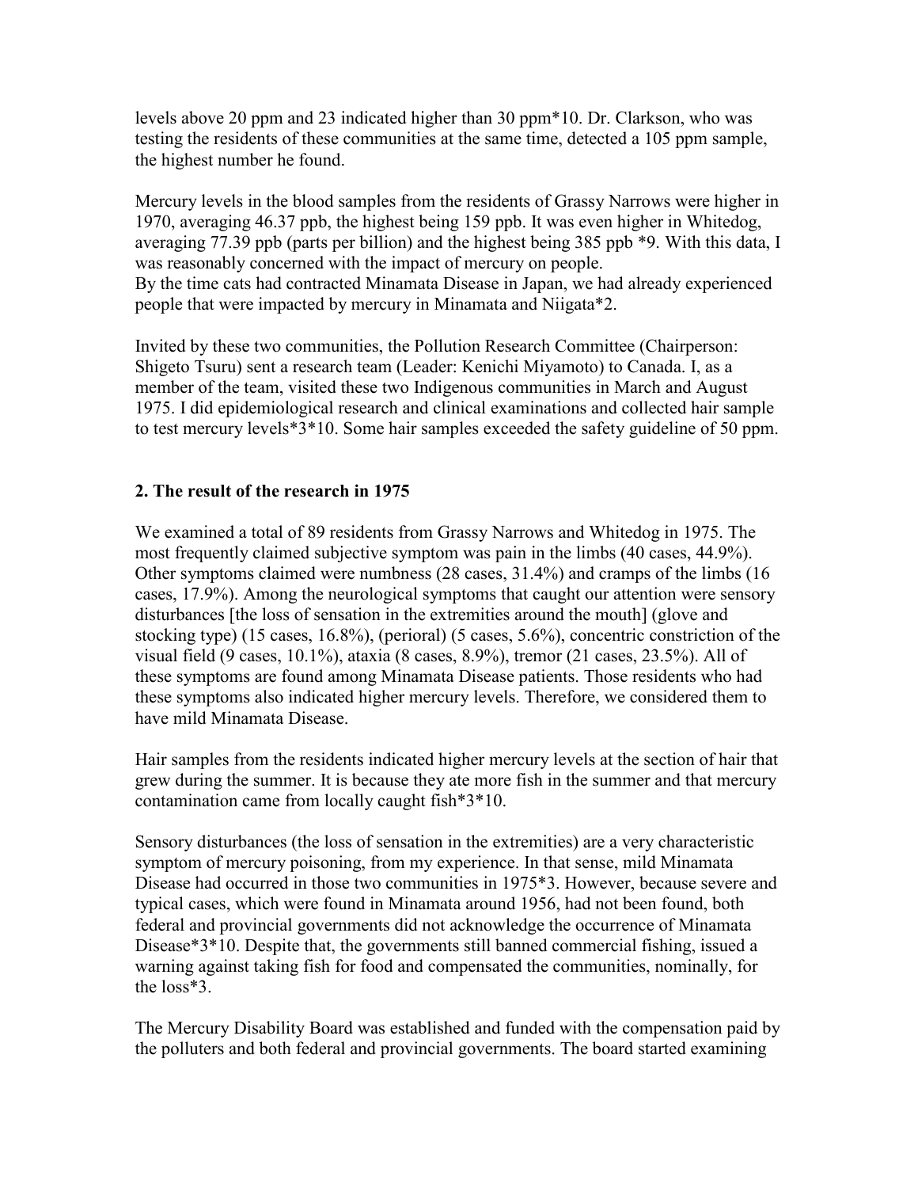levels above 20 ppm and 23 indicated higher than 30 ppm*10. Dr. Clarkson, who was testing the residents of these communities at the same time, detected a 105 ppm sample, the highest number he found.

Mercury levels in the blood samples from the residents of Grassy Narrows were higher in 1970, averaging 46.37 ppb, the highest being 159 ppb. It was even higher in Whitedog, averaging 77.39 ppb (parts per billion) and the highest being 385 ppb *9. With this data, I was reasonably concerned with the impact of mercury on people.
By the time cats had contracted Minamata Disease in Japan, we had already experienced people that were impacted by mercury in Minamata and Niigata*2.

Invited by these two communities, the Pollution Research Committee (Chairperson: Shigeto Tsuru) sent a research team (Leader: Kenichi Miyamoto) to Canada. I, as a member of the team, visited these two Indigenous communities in March and August 1975. I did epidemiological research and clinical examinations and collected hair sample to test mercury levels*3*10. Some hair samples exceeded the safety guideline of 50 ppm.

## 2. The result of the research in 1975

We examined a total of 89 residents from Grassy Narrows and Whitedog in 1975. The most frequently claimed subjective symptom was pain in the limbs (40 cases, 44.9%). Other symptoms claimed were numbness (28 cases, 31.4%) and cramps of the limbs (16 cases, 17.9%). Among the neurological symptoms that caught our attention were sensory disturbances [the loss of sensation in the extremities around the mouth] (glove and stocking type) (15 cases, 16.8%), (perioral) (5 cases, 5.6%), concentric constriction of the visual field (9 cases, 10.1%), ataxia (8 cases, 8.9%), tremor (21 cases, 23.5%). All of these symptoms are found among Minamata Disease patients. Those residents who had these symptoms also indicated higher mercury levels. Therefore, we considered them to have mild Minamata Disease.

Hair samples from the residents indicated higher mercury levels at the section of hair that grew during the summer. It is because they ate more fish in the summer and that mercury contamination came from locally caught fish*3*10.

Sensory disturbances (the loss of sensation in the extremities) are a very characteristic symptom of mercury poisoning, from my experience. In that sense, mild Minamata Disease had occurred in those two communities in 1975*3. However, because severe and typical cases, which were found in Minamata around 1956, had not been found, both federal and provincial governments did not acknowledge the occurrence of Minamata Disease*3*10. Despite that, the governments still banned commercial fishing, issued a warning against taking fish for food and compensated the communities, nominally, for the loss*3.

The Mercury Disability Board was established and funded with the compensation paid by the polluters and both federal and provincial governments. The board started examining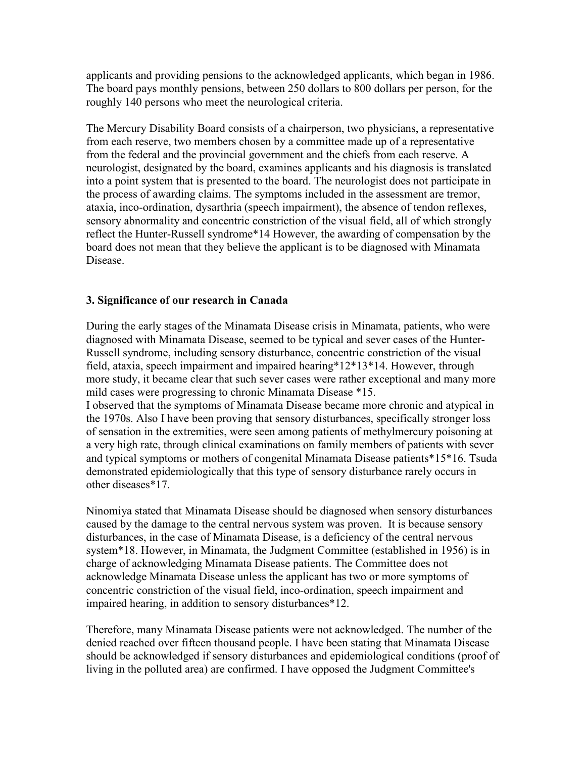applicants and providing pensions to the acknowledged applicants, which began in 1986. The board pays monthly pensions, between 250 dollars to 800 dollars per person, for the roughly 140 persons who meet the neurological criteria.

The Mercury Disability Board consists of a chairperson, two physicians, a representative from each reserve, two members chosen by a committee made up of a representative from the federal and the provincial government and the chiefs from each reserve. A neurologist, designated by the board, examines applicants and his diagnosis is translated into a point system that is presented to the board. The neurologist does not participate in the process of awarding claims. The symptoms included in the assessment are tremor, ataxia, inco-ordination, dysarthria (speech impairment), the absence of tendon reflexes, sensory abnormality and concentric constriction of the visual field, all of which strongly reflect the Hunter-Russell syndrome*14 However, the awarding of compensation by the board does not mean that they believe the applicant is to be diagnosed with Minamata Disease.

### 3. Significance of our research in Canada

During the early stages of the Minamata Disease crisis in Minamata, patients, who were diagnosed with Minamata Disease, seemed to be typical and sever cases of the Hunter-Russell syndrome, including sensory disturbance, concentric constriction of the visual field, ataxia, speech impairment and impaired hearing*12*13*14. However, through more study, it became clear that such sever cases were rather exceptional and many more mild cases were progressing to chronic Minamata Disease *15.
I observed that the symptoms of Minamata Disease became more chronic and atypical in the 1970s. Also I have been proving that sensory disturbances, specifically stronger loss of sensation in the extremities, were seen among patients of methylmercury poisoning at a very high rate, through clinical examinations on family members of patients with sever and typical symptoms or mothers of congenital Minamata Disease patients*15*16. Tsuda demonstrated epidemiologically that this type of sensory disturbance rarely occurs in other diseases*17.

Ninomiya stated that Minamata Disease should be diagnosed when sensory disturbances caused by the damage to the central nervous system was proven. It is because sensory disturbances, in the case of Minamata Disease, is a deficiency of the central nervous system*18. However, in Minamata, the Judgment Committee (established in 1956) is in charge of acknowledging Minamata Disease patients. The Committee does not acknowledge Minamata Disease unless the applicant has two or more symptoms of concentric constriction of the visual field, inco-ordination, speech impairment and impaired hearing, in addition to sensory disturbances*12.

Therefore, many Minamata Disease patients were not acknowledged. The number of the denied reached over fifteen thousand people. I have been stating that Minamata Disease should be acknowledged if sensory disturbances and epidemiological conditions (proof of living in the polluted area) are confirmed. I have opposed the Judgment Committee's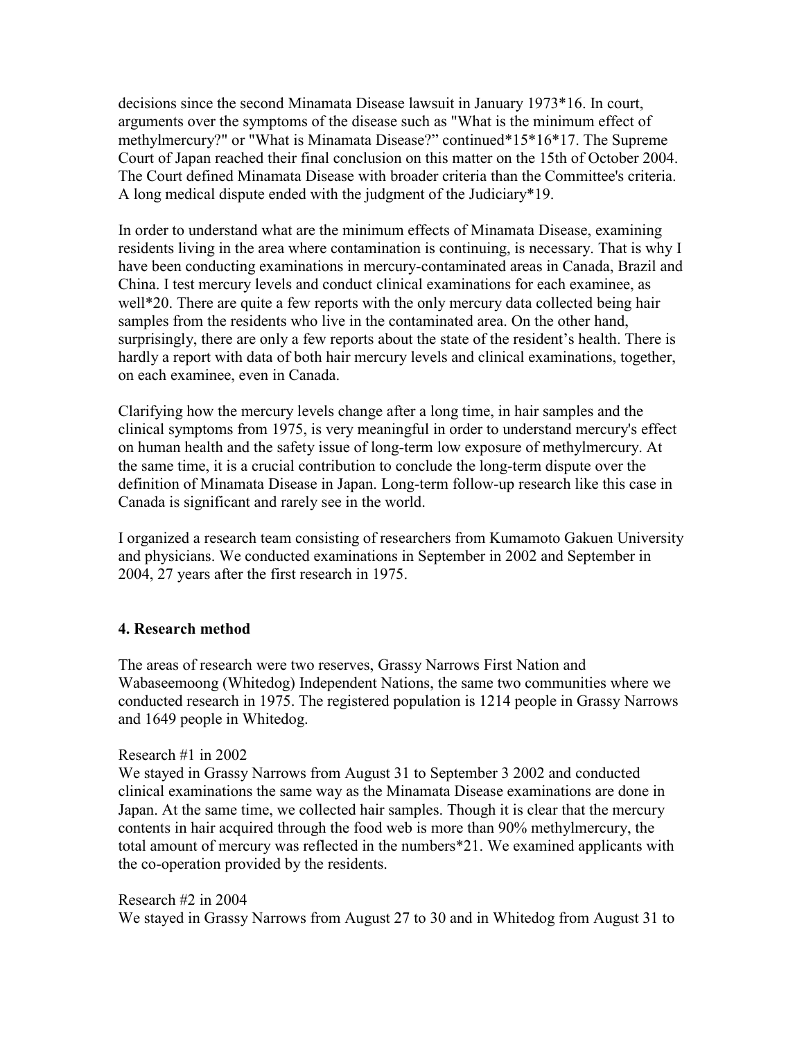decisions since the second Minamata Disease lawsuit in January 1973*16. In court, arguments over the symptoms of the disease such as "What is the minimum effect of methylmercury?" or "What is Minamata Disease?" continued*15*16*17. The Supreme Court of Japan reached their final conclusion on this matter on the 15th of October 2004. The Court defined Minamata Disease with broader criteria than the Committee's criteria. A long medical dispute ended with the judgment of the Judiciary*19.

In order to understand what are the minimum effects of Minamata Disease, examining residents living in the area where contamination is continuing, is necessary. That is why I have been conducting examinations in mercury-contaminated areas in Canada, Brazil and China. I test mercury levels and conduct clinical examinations for each examinee, as well*20. There are quite a few reports with the only mercury data collected being hair samples from the residents who live in the contaminated area. On the other hand, surprisingly, there are only a few reports about the state of the resident's health. There is hardly a report with data of both hair mercury levels and clinical examinations, together, on each examinee, even in Canada.

Clarifying how the mercury levels change after a long time, in hair samples and the clinical symptoms from 1975, is very meaningful in order to understand mercury's effect on human health and the safety issue of long-term low exposure of methylmercury. At the same time, it is a crucial contribution to conclude the long-term dispute over the definition of Minamata Disease in Japan. Long-term follow-up research like this case in Canada is significant and rarely see in the world.

I organized a research team consisting of researchers from Kumamoto Gakuen University and physicians. We conducted examinations in September in 2002 and September in 2004, 27 years after the first research in 1975.

## 4. Research method

The areas of research were two reserves, Grassy Narrows First Nation and Wabaseemoong (Whitedog) Independent Nations, the same two communities where we conducted research in 1975. The registered population is 1214 people in Grassy Narrows and 1649 people in Whitedog.

Research #1 in 2002
We stayed in Grassy Narrows from August 31 to September 3 2002 and conducted clinical examinations the same way as the Minamata Disease examinations are done in Japan. At the same time, we collected hair samples. Though it is clear that the mercury contents in hair acquired through the food web is more than 90% methylmercury, the total amount of mercury was reflected in the numbers*21. We examined applicants with the co-operation provided by the residents.

Research #2 in 2004
We stayed in Grassy Narrows from August 27 to 30 and in Whitedog from August 31 to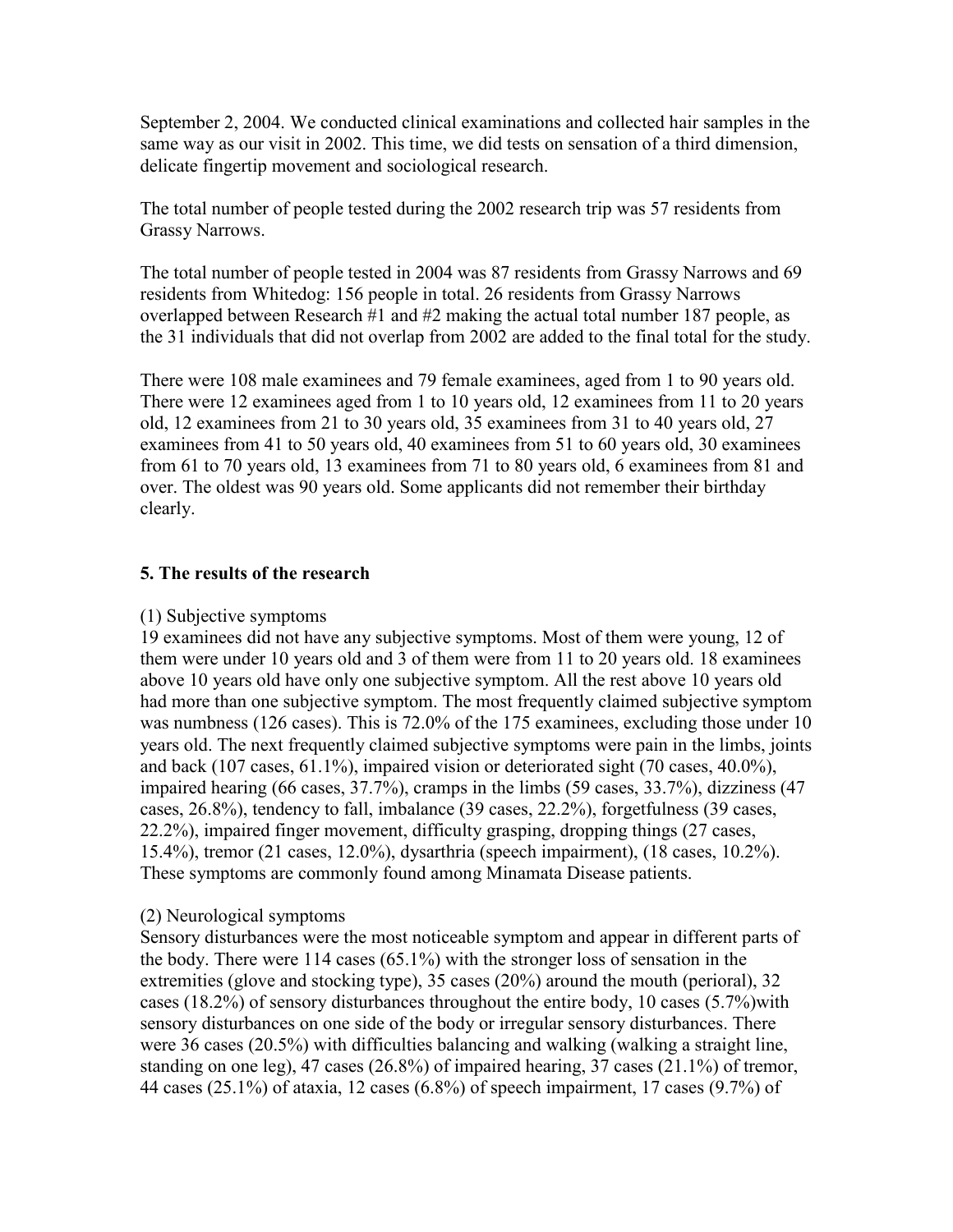September 2, 2004. We conducted clinical examinations and collected hair samples in the same way as our visit in 2002. This time, we did tests on sensation of a third dimension, delicate fingertip movement and sociological research.

The total number of people tested during the 2002 research trip was 57 residents from Grassy Narrows.

The total number of people tested in 2004 was 87 residents from Grassy Narrows and 69 residents from Whitedog: 156 people in total. 26 residents from Grassy Narrows overlapped between Research #1 and #2 making the actual total number 187 people, as the 31 individuals that did not overlap from 2002 are added to the final total for the study.

There were 108 male examinees and 79 female examinees, aged from 1 to 90 years old. There were 12 examinees aged from 1 to 10 years old, 12 examinees from 11 to 20 years old, 12 examinees from 21 to 30 years old, 35 examinees from 31 to 40 years old, 27 examinees from 41 to 50 years old, 40 examinees from 51 to 60 years old, 30 examinees from 61 to 70 years old, 13 examinees from 71 to 80 years old, 6 examinees from 81 and over. The oldest was 90 years old. Some applicants did not remember their birthday clearly.

## 5. The results of the research

(1) Subjective symptoms
19 examinees did not have any subjective symptoms. Most of them were young, 12 of them were under 10 years old and 3 of them were from 11 to 20 years old. 18 examinees above 10 years old have only one subjective symptom. All the rest above 10 years old had more than one subjective symptom. The most frequently claimed subjective symptom was numbness (126 cases). This is 72.0% of the 175 examinees, excluding those under 10 years old. The next frequently claimed subjective symptoms were pain in the limbs, joints and back (107 cases, 61.1%), impaired vision or deteriorated sight (70 cases, 40.0%), impaired hearing (66 cases, 37.7%), cramps in the limbs (59 cases, 33.7%), dizziness (47 cases, 26.8%), tendency to fall, imbalance (39 cases, 22.2%), forgetfulness (39 cases, 22.2%), impaired finger movement, difficulty grasping, dropping things (27 cases, 15.4%), tremor (21 cases, 12.0%), dysarthria (speech impairment), (18 cases, 10.2%). These symptoms are commonly found among Minamata Disease patients.

(2) Neurological symptoms
Sensory disturbances were the most noticeable symptom and appear in different parts of the body. There were 114 cases (65.1%) with the stronger loss of sensation in the extremities (glove and stocking type), 35 cases (20%) around the mouth (perioral), 32 cases (18.2%) of sensory disturbances throughout the entire body, 10 cases (5.7%)with sensory disturbances on one side of the body or irregular sensory disturbances. There were 36 cases (20.5%) with difficulties balancing and walking (walking a straight line, standing on one leg), 47 cases (26.8%) of impaired hearing, 37 cases (21.1%) of tremor, 44 cases (25.1%) of ataxia, 12 cases (6.8%) of speech impairment, 17 cases (9.7%) of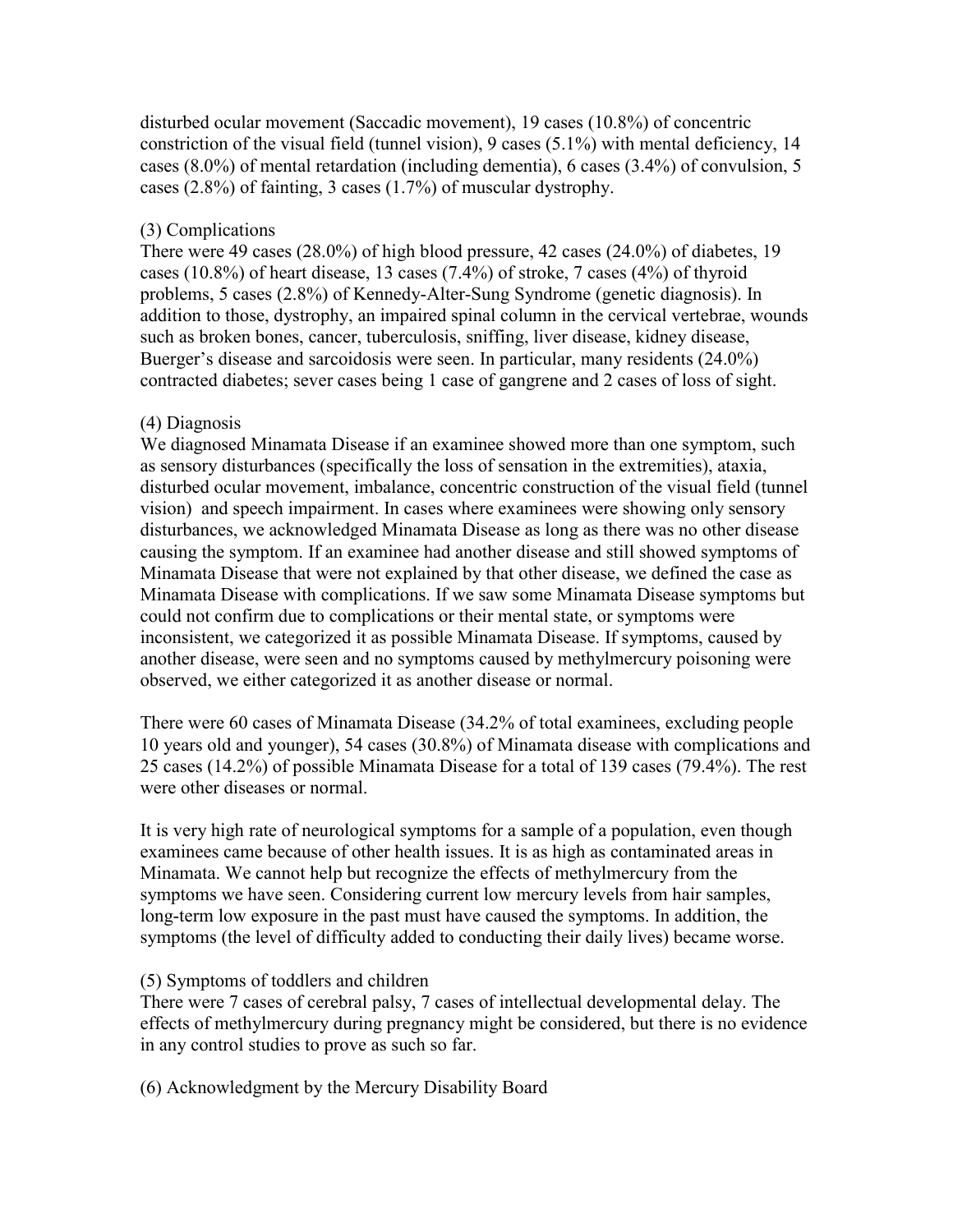disturbed ocular movement (Saccadic movement), 19 cases (10.8%) of concentric constriction of the visual field (tunnel vision), 9 cases (5.1%) with mental deficiency, 14 cases (8.0%) of mental retardation (including dementia), 6 cases (3.4%) of convulsion, 5 cases (2.8%) of fainting, 3 cases (1.7%) of muscular dystrophy.

(3) Complications

There were 49 cases (28.0%) of high blood pressure, 42 cases (24.0%) of diabetes, 19 cases (10.8%) of heart disease, 13 cases (7.4%) of stroke, 7 cases (4%) of thyroid problems, 5 cases (2.8%) of Kennedy-Alter-Sung Syndrome (genetic diagnosis). In addition to those, dystrophy, an impaired spinal column in the cervical vertebrae, wounds such as broken bones, cancer, tuberculosis, sniffing, liver disease, kidney disease, Buerger's disease and sarcoidosis were seen. In particular, many residents (24.0%) contracted diabetes; sever cases being 1 case of gangrene and 2 cases of loss of sight.

(4) Diagnosis

We diagnosed Minamata Disease if an examinee showed more than one symptom, such as sensory disturbances (specifically the loss of sensation in the extremities), ataxia, disturbed ocular movement, imbalance, concentric construction of the visual field (tunnel vision) and speech impairment. In cases where examinees were showing only sensory disturbances, we acknowledged Minamata Disease as long as there was no other disease causing the symptom. If an examinee had another disease and still showed symptoms of Minamata Disease that were not explained by that other disease, we defined the case as Minamata Disease with complications. If we saw some Minamata Disease symptoms but could not confirm due to complications or their mental state, or symptoms were inconsistent, we categorized it as possible Minamata Disease. If symptoms, caused by another disease, were seen and no symptoms caused by methylmercury poisoning were observed, we either categorized it as another disease or normal.

There were 60 cases of Minamata Disease (34.2% of total examinees, excluding people 10 years old and younger), 54 cases (30.8%) of Minamata disease with complications and 25 cases (14.2%) of possible Minamata Disease for a total of 139 cases (79.4%). The rest were other diseases or normal.

It is very high rate of neurological symptoms for a sample of a population, even though examinees came because of other health issues. It is as high as contaminated areas in Minamata. We cannot help but recognize the effects of methylmercury from the symptoms we have seen. Considering current low mercury levels from hair samples, long-term low exposure in the past must have caused the symptoms. In addition, the symptoms (the level of difficulty added to conducting their daily lives) became worse.

(5) Symptoms of toddlers and children

There were 7 cases of cerebral palsy, 7 cases of intellectual developmental delay. The effects of methylmercury during pregnancy might be considered, but there is no evidence in any control studies to prove as such so far.

(6) Acknowledgment by the Mercury Disability Board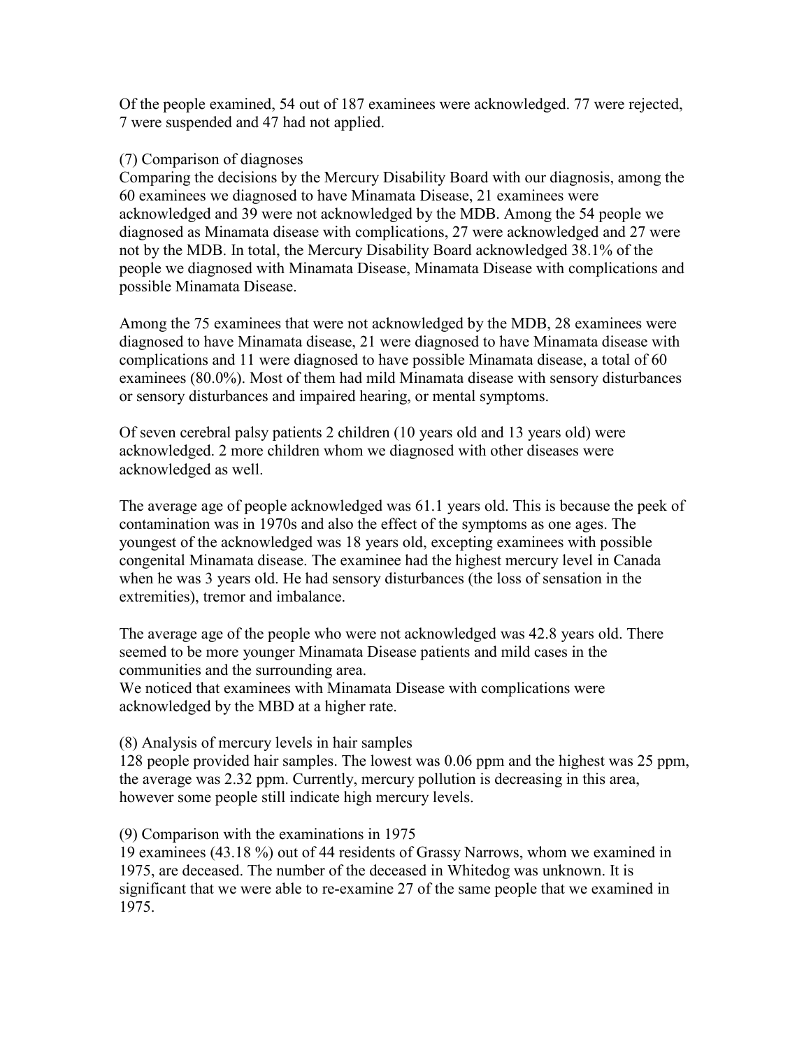Of the people examined, 54 out of 187 examinees were acknowledged. 77 were rejected, 7 were suspended and 47 had not applied.

(7) Comparison of diagnoses

Comparing the decisions by the Mercury Disability Board with our diagnosis, among the 60 examinees we diagnosed to have Minamata Disease, 21 examinees were acknowledged and 39 were not acknowledged by the MDB. Among the 54 people we diagnosed as Minamata disease with complications, 27 were acknowledged and 27 were not by the MDB. In total, the Mercury Disability Board acknowledged 38.1% of the people we diagnosed with Minamata Disease, Minamata Disease with complications and possible Minamata Disease.

Among the 75 examinees that were not acknowledged by the MDB, 28 examinees were diagnosed to have Minamata disease, 21 were diagnosed to have Minamata disease with complications and 11 were diagnosed to have possible Minamata disease, a total of 60 examinees (80.0%). Most of them had mild Minamata disease with sensory disturbances or sensory disturbances and impaired hearing, or mental symptoms.

Of seven cerebral palsy patients 2 children (10 years old and 13 years old) were acknowledged. 2 more children whom we diagnosed with other diseases were acknowledged as well.

The average age of people acknowledged was 61.1 years old. This is because the peek of contamination was in 1970s and also the effect of the symptoms as one ages. The youngest of the acknowledged was 18 years old, excepting examinees with possible congenital Minamata disease. The examinee had the highest mercury level in Canada when he was 3 years old. He had sensory disturbances (the loss of sensation in the extremities), tremor and imbalance.

The average age of the people who were not acknowledged was 42.8 years old. There seemed to be more younger Minamata Disease patients and mild cases in the communities and the surrounding area.

We noticed that examinees with Minamata Disease with complications were acknowledged by the MBD at a higher rate.

(8) Analysis of mercury levels in hair samples

128 people provided hair samples. The lowest was 0.06 ppm and the highest was 25 ppm, the average was 2.32 ppm. Currently, mercury pollution is decreasing in this area, however some people still indicate high mercury levels.

(9) Comparison with the examinations in 1975

19 examinees (43.18 %) out of 44 residents of Grassy Narrows, whom we examined in 1975, are deceased. The number of the deceased in Whitedog was unknown. It is significant that we were able to re-examine 27 of the same people that we examined in 1975.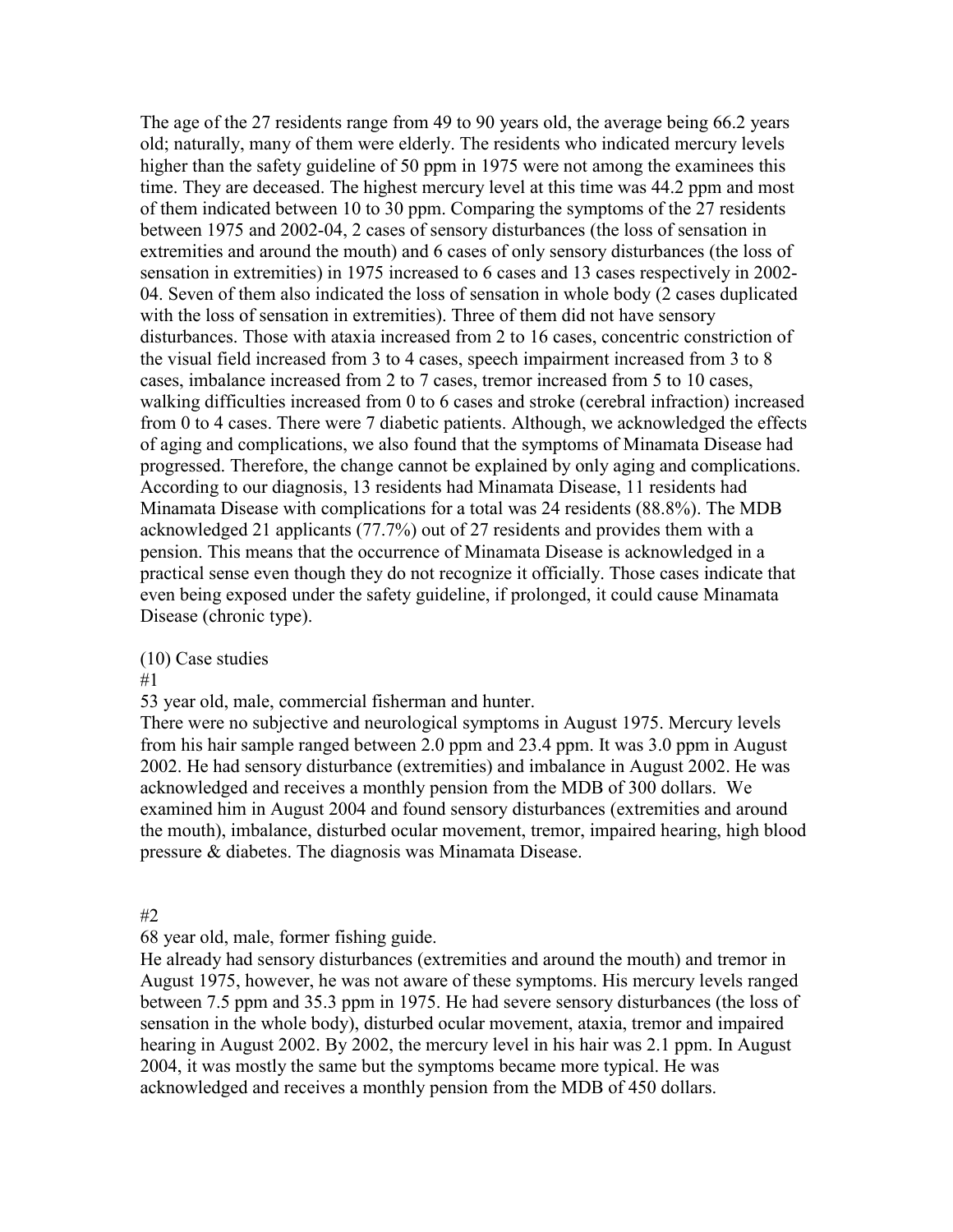The age of the 27 residents range from 49 to 90 years old, the average being 66.2 years old; naturally, many of them were elderly. The residents who indicated mercury levels higher than the safety guideline of 50 ppm in 1975 were not among the examinees this time. They are deceased. The highest mercury level at this time was 44.2 ppm and most of them indicated between 10 to 30 ppm. Comparing the symptoms of the 27 residents between 1975 and 2002-04, 2 cases of sensory disturbances (the loss of sensation in extremities and around the mouth) and 6 cases of only sensory disturbances (the loss of sensation in extremities) in 1975 increased to 6 cases and 13 cases respectively in 2002-04. Seven of them also indicated the loss of sensation in whole body (2 cases duplicated with the loss of sensation in extremities). Three of them did not have sensory disturbances. Those with ataxia increased from 2 to 16 cases, concentric constriction of the visual field increased from 3 to 4 cases, speech impairment increased from 3 to 8 cases, imbalance increased from 2 to 7 cases, tremor increased from 5 to 10 cases, walking difficulties increased from 0 to 6 cases and stroke (cerebral infraction) increased from 0 to 4 cases. There were 7 diabetic patients. Although, we acknowledged the effects of aging and complications, we also found that the symptoms of Minamata Disease had progressed. Therefore, the change cannot be explained by only aging and complications. According to our diagnosis, 13 residents had Minamata Disease, 11 residents had Minamata Disease with complications for a total was 24 residents (88.8%). The MDB acknowledged 21 applicants (77.7%) out of 27 residents and provides them with a pension. This means that the occurrence of Minamata Disease is acknowledged in a practical sense even though they do not recognize it officially. Those cases indicate that even being exposed under the safety guideline, if prolonged, it could cause Minamata Disease (chronic type).

(10) Case studies

#1

53 year old, male, commercial fisherman and hunter.

There were no subjective and neurological symptoms in August 1975. Mercury levels from his hair sample ranged between 2.0 ppm and 23.4 ppm. It was 3.0 ppm in August 2002. He had sensory disturbance (extremities) and imbalance in August 2002. He was acknowledged and receives a monthly pension from the MDB of 300 dollars. We examined him in August 2004 and found sensory disturbances (extremities and around the mouth), imbalance, disturbed ocular movement, tremor, impaired hearing, high blood pressure & diabetes. The diagnosis was Minamata Disease.

#2

68 year old, male, former fishing guide.

He already had sensory disturbances (extremities and around the mouth) and tremor in August 1975, however, he was not aware of these symptoms. His mercury levels ranged between 7.5 ppm and 35.3 ppm in 1975. He had severe sensory disturbances (the loss of sensation in the whole body), disturbed ocular movement, ataxia, tremor and impaired hearing in August 2002. By 2002, the mercury level in his hair was 2.1 ppm. In August 2004, it was mostly the same but the symptoms became more typical. He was acknowledged and receives a monthly pension from the MDB of 450 dollars.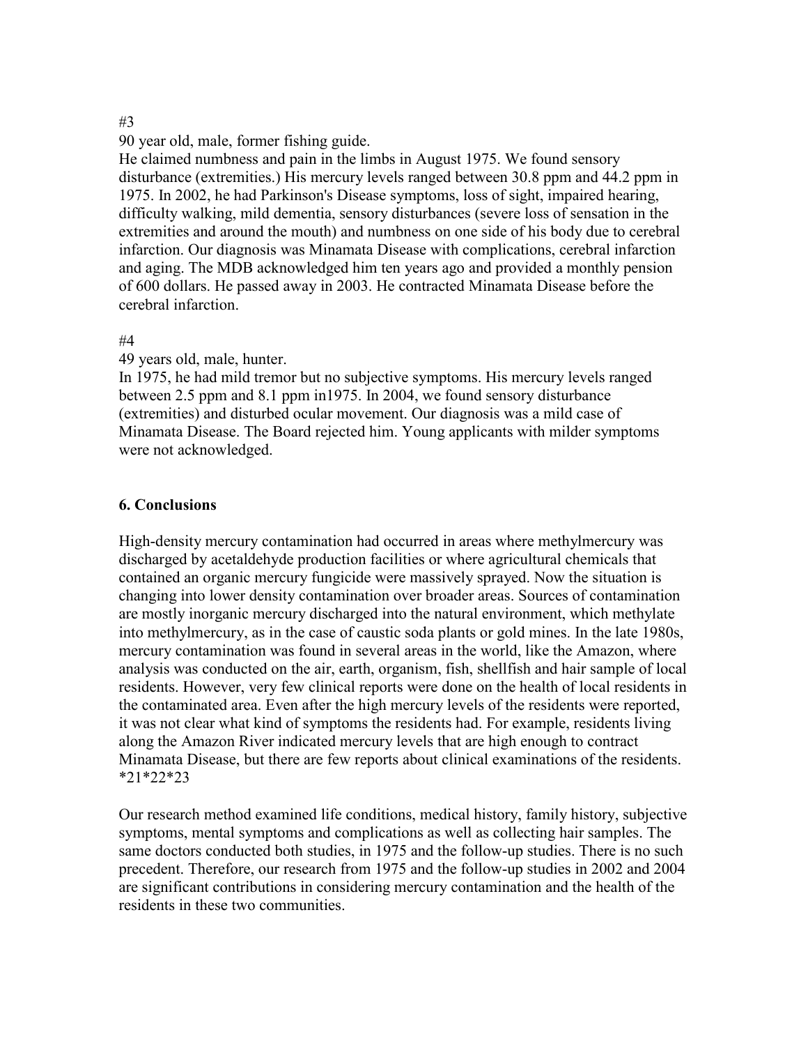#3

90 year old, male, former fishing guide.

He claimed numbness and pain in the limbs in August 1975. We found sensory disturbance (extremities.) His mercury levels ranged between 30.8 ppm and 44.2 ppm in 1975. In 2002, he had Parkinson's Disease symptoms, loss of sight, impaired hearing, difficulty walking, mild dementia, sensory disturbances (severe loss of sensation in the extremities and around the mouth) and numbness on one side of his body due to cerebral infarction. Our diagnosis was Minamata Disease with complications, cerebral infarction and aging. The MDB acknowledged him ten years ago and provided a monthly pension of 600 dollars. He passed away in 2003. He contracted Minamata Disease before the cerebral infarction.

#4

49 years old, male, hunter.

In 1975, he had mild tremor but no subjective symptoms. His mercury levels ranged between 2.5 ppm and 8.1 ppm in1975. In 2004, we found sensory disturbance (extremities) and disturbed ocular movement. Our diagnosis was a mild case of Minamata Disease. The Board rejected him. Young applicants with milder symptoms were not acknowledged.

## 6. Conclusions

High-density mercury contamination had occurred in areas where methylmercury was discharged by acetaldehyde production facilities or where agricultural chemicals that contained an organic mercury fungicide were massively sprayed. Now the situation is changing into lower density contamination over broader areas. Sources of contamination are mostly inorganic mercury discharged into the natural environment, which methylate into methylmercury, as in the case of caustic soda plants or gold mines. In the late 1980s, mercury contamination was found in several areas in the world, like the Amazon, where analysis was conducted on the air, earth, organism, fish, shellfish and hair sample of local residents. However, very few clinical reports were done on the health of local residents in the contaminated area. Even after the high mercury levels of the residents were reported, it was not clear what kind of symptoms the residents had. For example, residents living along the Amazon River indicated mercury levels that are high enough to contract Minamata Disease, but there are few reports about clinical examinations of the residents. *21*22*23

Our research method examined life conditions, medical history, family history, subjective symptoms, mental symptoms and complications as well as collecting hair samples. The same doctors conducted both studies, in 1975 and the follow-up studies. There is no such precedent. Therefore, our research from 1975 and the follow-up studies in 2002 and 2004 are significant contributions in considering mercury contamination and the health of the residents in these two communities.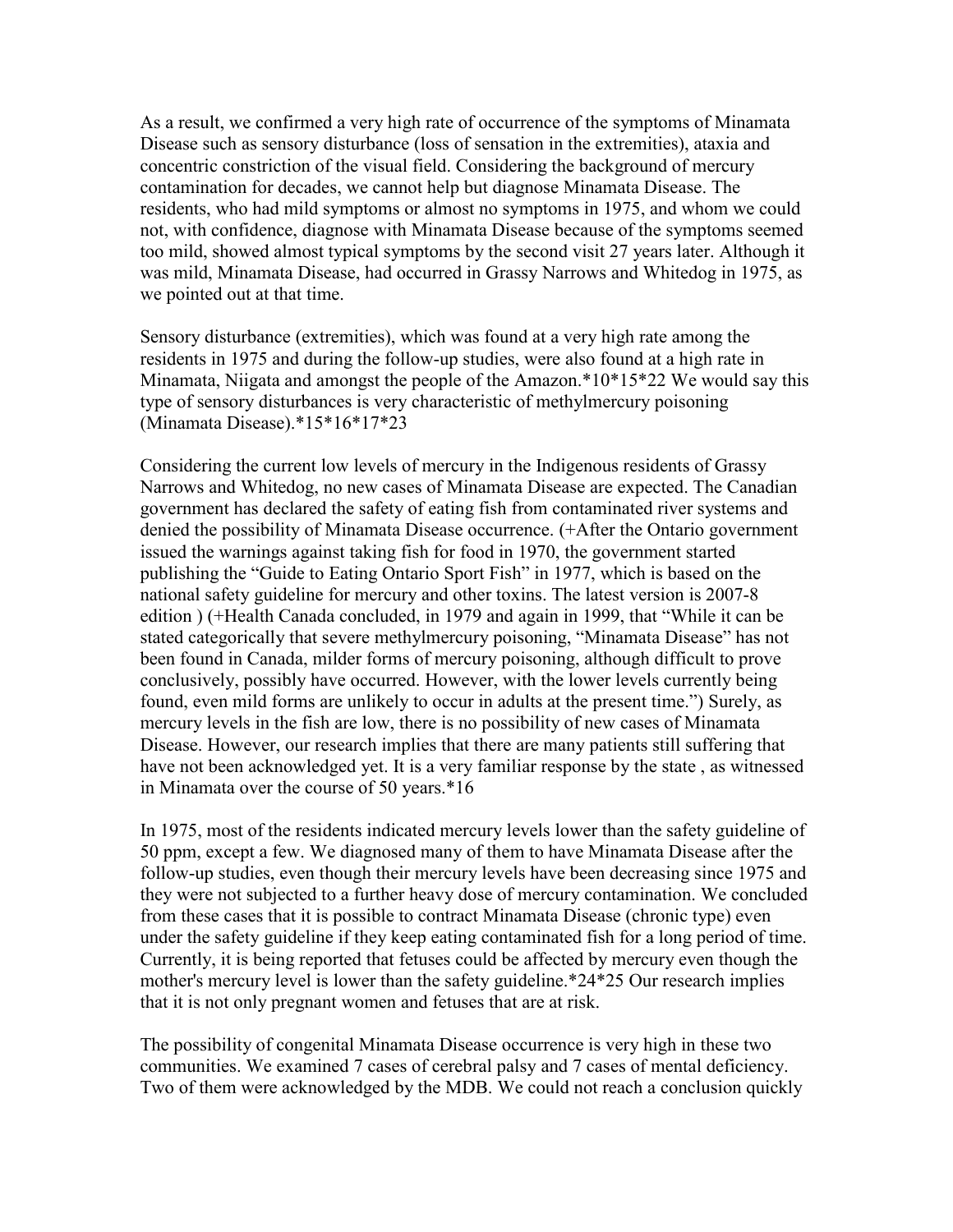As a result, we confirmed a very high rate of occurrence of the symptoms of Minamata Disease such as sensory disturbance (loss of sensation in the extremities), ataxia and concentric constriction of the visual field. Considering the background of mercury contamination for decades, we cannot help but diagnose Minamata Disease. The residents, who had mild symptoms or almost no symptoms in 1975, and whom we could not, with confidence, diagnose with Minamata Disease because of the symptoms seemed too mild, showed almost typical symptoms by the second visit 27 years later. Although it was mild, Minamata Disease, had occurred in Grassy Narrows and Whitedog in 1975, as we pointed out at that time.

Sensory disturbance (extremities), which was found at a very high rate among the residents in 1975 and during the follow-up studies, were also found at a high rate in Minamata, Niigata and amongst the people of the Amazon.*10*15*22 We would say this type of sensory disturbances is very characteristic of methylmercury poisoning (Minamata Disease).*15*16*17*23

Considering the current low levels of mercury in the Indigenous residents of Grassy Narrows and Whitedog, no new cases of Minamata Disease are expected. The Canadian government has declared the safety of eating fish from contaminated river systems and denied the possibility of Minamata Disease occurrence. (+After the Ontario government issued the warnings against taking fish for food in 1970, the government started publishing the "Guide to Eating Ontario Sport Fish" in 1977, which is based on the national safety guideline for mercury and other toxins. The latest version is 2007-8 edition ) (+Health Canada concluded, in 1979 and again in 1999, that "While it can be stated categorically that severe methylmercury poisoning, "Minamata Disease" has not been found in Canada, milder forms of mercury poisoning, although difficult to prove conclusively, possibly have occurred. However, with the lower levels currently being found, even mild forms are unlikely to occur in adults at the present time.") Surely, as mercury levels in the fish are low, there is no possibility of new cases of Minamata Disease. However, our research implies that there are many patients still suffering that have not been acknowledged yet. It is a very familiar response by the state , as witnessed in Minamata over the course of 50 years.*16

In 1975, most of the residents indicated mercury levels lower than the safety guideline of 50 ppm, except a few. We diagnosed many of them to have Minamata Disease after the follow-up studies, even though their mercury levels have been decreasing since 1975 and they were not subjected to a further heavy dose of mercury contamination. We concluded from these cases that it is possible to contract Minamata Disease (chronic type) even under the safety guideline if they keep eating contaminated fish for a long period of time. Currently, it is being reported that fetuses could be affected by mercury even though the mother's mercury level is lower than the safety guideline.*24*25 Our research implies that it is not only pregnant women and fetuses that are at risk.

The possibility of congenital Minamata Disease occurrence is very high in these two communities. We examined 7 cases of cerebral palsy and 7 cases of mental deficiency. Two of them were acknowledged by the MDB. We could not reach a conclusion quickly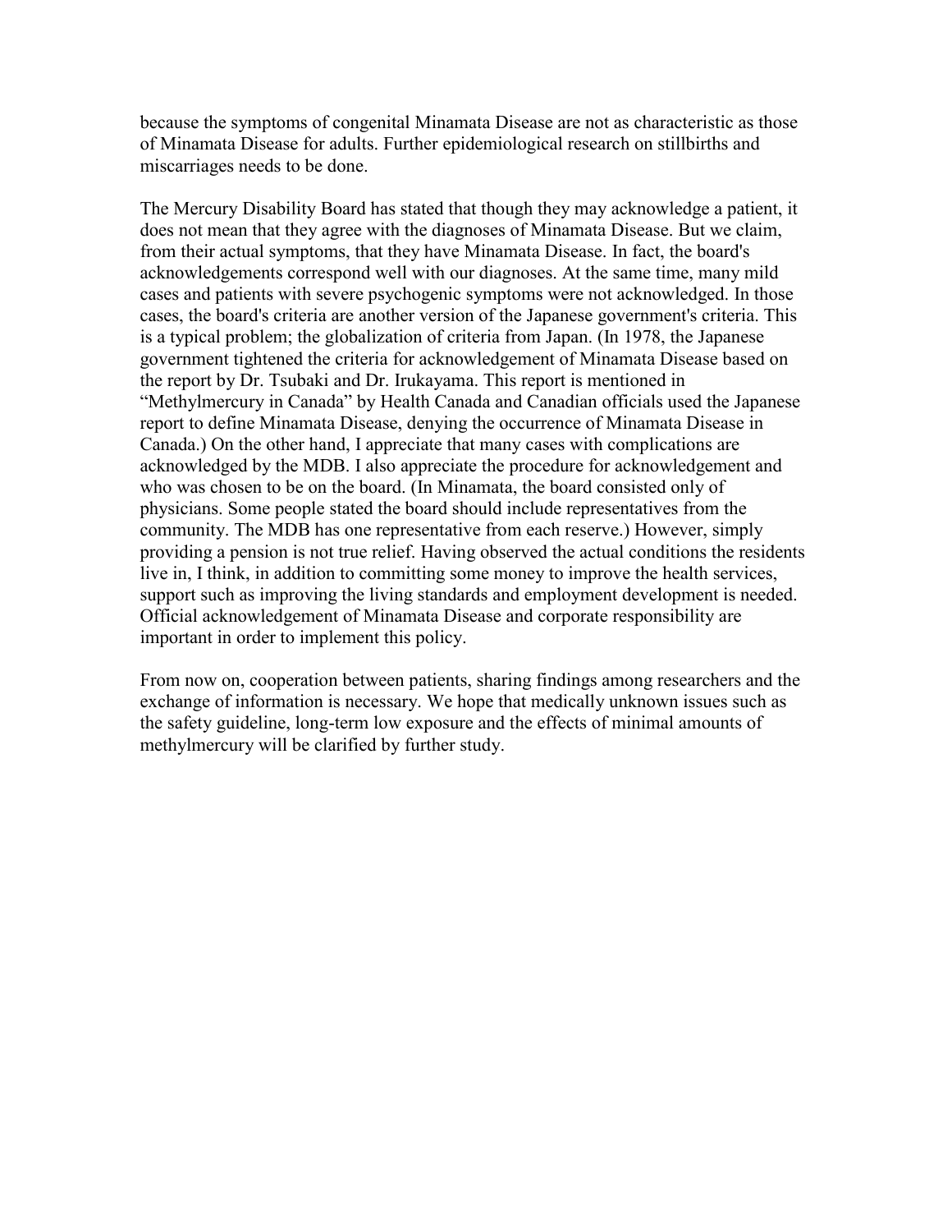because the symptoms of congenital Minamata Disease are not as characteristic as those of Minamata Disease for adults. Further epidemiological research on stillbirths and miscarriages needs to be done.

The Mercury Disability Board has stated that though they may acknowledge a patient, it does not mean that they agree with the diagnoses of Minamata Disease. But we claim, from their actual symptoms, that they have Minamata Disease. In fact, the board's acknowledgements correspond well with our diagnoses. At the same time, many mild cases and patients with severe psychogenic symptoms were not acknowledged. In those cases, the board's criteria are another version of the Japanese government's criteria. This is a typical problem; the globalization of criteria from Japan. (In 1978, the Japanese government tightened the criteria for acknowledgement of Minamata Disease based on the report by Dr. Tsubaki and Dr. Irukayama. This report is mentioned in "Methylmercury in Canada" by Health Canada and Canadian officials used the Japanese report to define Minamata Disease, denying the occurrence of Minamata Disease in Canada.) On the other hand, I appreciate that many cases with complications are acknowledged by the MDB. I also appreciate the procedure for acknowledgement and who was chosen to be on the board. (In Minamata, the board consisted only of physicians. Some people stated the board should include representatives from the community. The MDB has one representative from each reserve.) However, simply providing a pension is not true relief. Having observed the actual conditions the residents live in, I think, in addition to committing some money to improve the health services, support such as improving the living standards and employment development is needed. Official acknowledgement of Minamata Disease and corporate responsibility are important in order to implement this policy.

From now on, cooperation between patients, sharing findings among researchers and the exchange of information is necessary. We hope that medically unknown issues such as the safety guideline, long-term low exposure and the effects of minimal amounts of methylmercury will be clarified by further study.